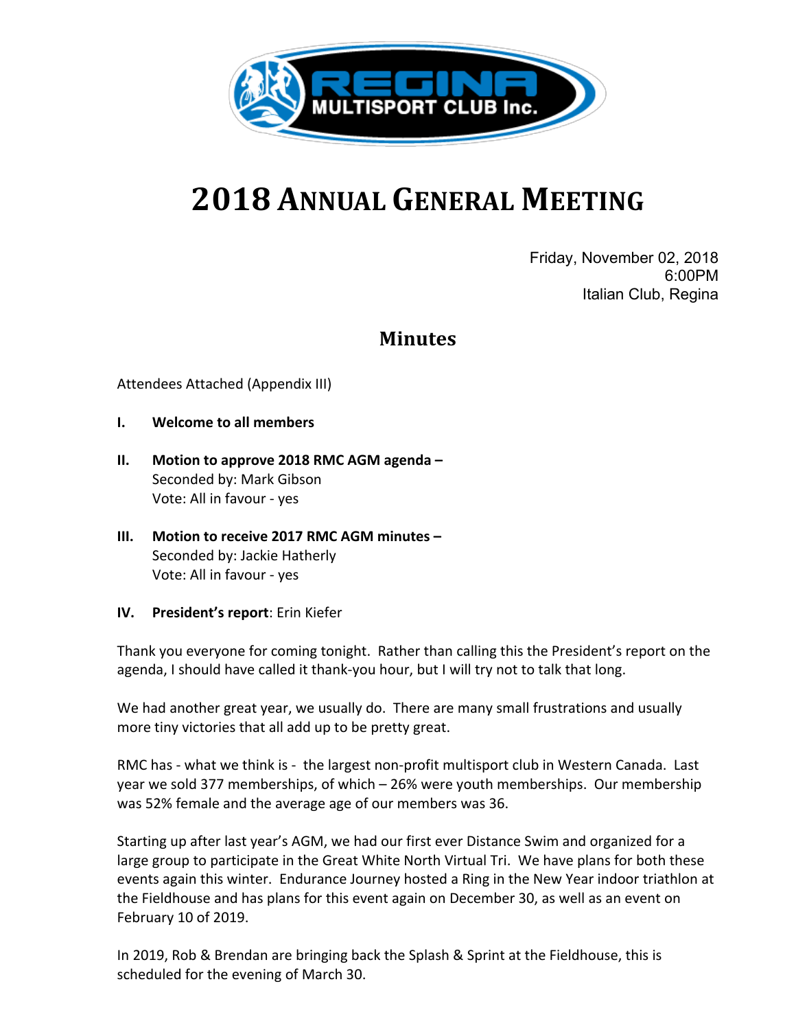# 2018 Annual General Meeting

Friday, November 02, 2018
6:00PM
Italian Club, Regina

## Minutes

Attendees Attached (Appendix III)

**I. Welcome to all members**

**II. Motion to approve 2018 RMC AGM agenda –**
Seconded by: Mark Gibson
Vote: All in favour - yes

**III. Motion to receive 2017 RMC AGM minutes –**
Seconded by: Jackie Hatherly
Vote: All in favour - yes

**IV. President's report**: Erin Kiefer

Thank you everyone for coming tonight. Rather than calling this the President's report on the agenda, I should have called it thank-you hour, but I will try not to talk that long.

We had another great year, we usually do. There are many small frustrations and usually more tiny victories that all add up to be pretty great.

RMC has - what we think is - the largest non-profit multisport club in Western Canada. Last year we sold 377 memberships, of which – 26% were youth memberships. Our membership was 52% female and the average age of our members was 36.

Starting up after last year's AGM, we had our first ever Distance Swim and organized for a large group to participate in the Great White North Virtual Tri. We have plans for both these events again this winter. Endurance Journey hosted a Ring in the New Year indoor triathlon at the Fieldhouse and has plans for this event again on December 30, as well as an event on February 10 of 2019.

In 2019, Rob & Brendan are bringing back the Splash & Sprint at the Fieldhouse, this is scheduled for the evening of March 30.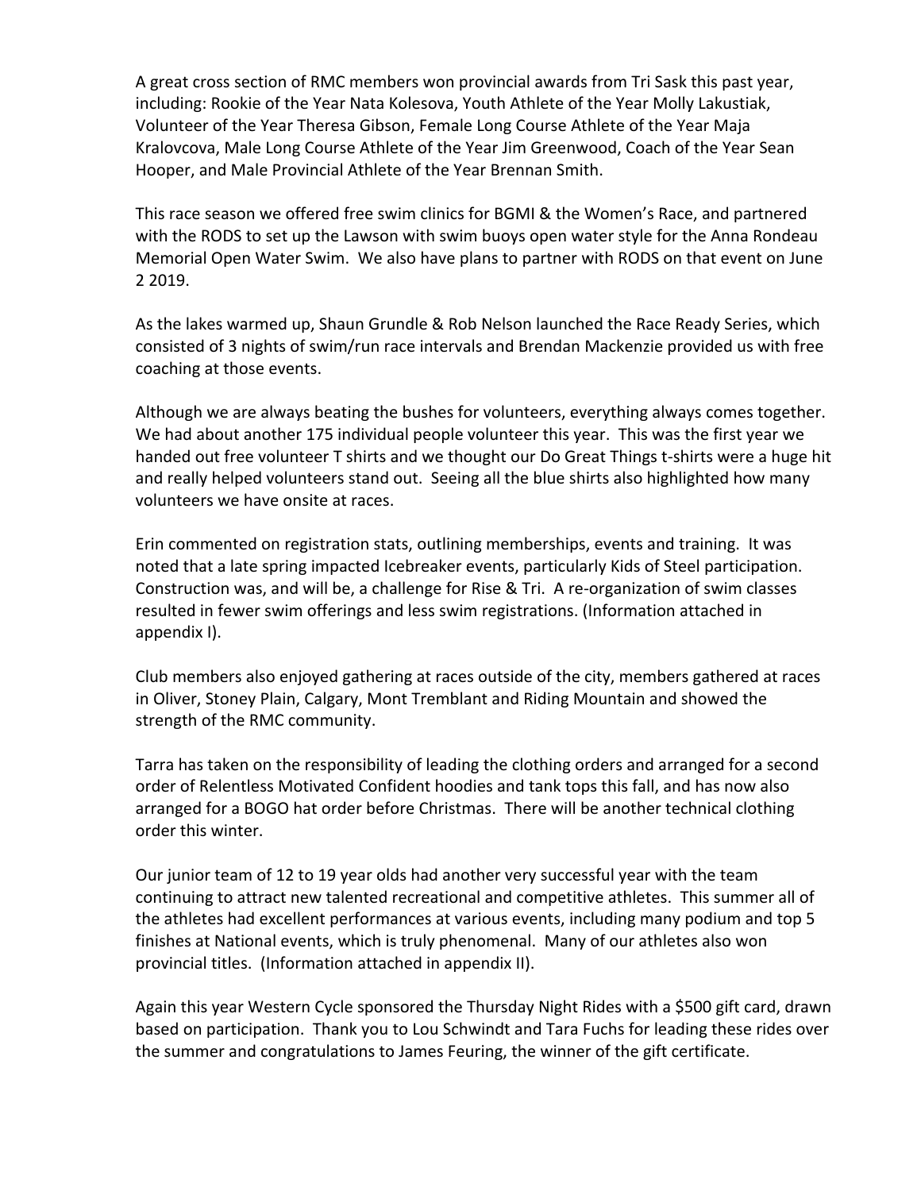A great cross section of RMC members won provincial awards from Tri Sask this past year, including: Rookie of the Year Nata Kolesova, Youth Athlete of the Year Molly Lakustiak, Volunteer of the Year Theresa Gibson, Female Long Course Athlete of the Year Maja Kralovcova, Male Long Course Athlete of the Year Jim Greenwood, Coach of the Year Sean Hooper, and Male Provincial Athlete of the Year Brennan Smith.

This race season we offered free swim clinics for BGMI & the Women's Race, and partnered with the RODS to set up the Lawson with swim buoys open water style for the Anna Rondeau Memorial Open Water Swim. We also have plans to partner with RODS on that event on June 2 2019.

As the lakes warmed up, Shaun Grundle & Rob Nelson launched the Race Ready Series, which consisted of 3 nights of swim/run race intervals and Brendan Mackenzie provided us with free coaching at those events.

Although we are always beating the bushes for volunteers, everything always comes together. We had about another 175 individual people volunteer this year. This was the first year we handed out free volunteer T shirts and we thought our Do Great Things t-shirts were a huge hit and really helped volunteers stand out. Seeing all the blue shirts also highlighted how many volunteers we have onsite at races.

Erin commented on registration stats, outlining memberships, events and training. It was noted that a late spring impacted Icebreaker events, particularly Kids of Steel participation. Construction was, and will be, a challenge for Rise & Tri. A re-organization of swim classes resulted in fewer swim offerings and less swim registrations. (Information attached in appendix I).

Club members also enjoyed gathering at races outside of the city, members gathered at races in Oliver, Stoney Plain, Calgary, Mont Tremblant and Riding Mountain and showed the strength of the RMC community.

Tarra has taken on the responsibility of leading the clothing orders and arranged for a second order of Relentless Motivated Confident hoodies and tank tops this fall, and has now also arranged for a BOGO hat order before Christmas. There will be another technical clothing order this winter.

Our junior team of 12 to 19 year olds had another very successful year with the team continuing to attract new talented recreational and competitive athletes. This summer all of the athletes had excellent performances at various events, including many podium and top 5 finishes at National events, which is truly phenomenal. Many of our athletes also won provincial titles. (Information attached in appendix II).

Again this year Western Cycle sponsored the Thursday Night Rides with a $500 gift card, drawn based on participation. Thank you to Lou Schwindt and Tara Fuchs for leading these rides over the summer and congratulations to James Feuring, the winner of the gift certificate.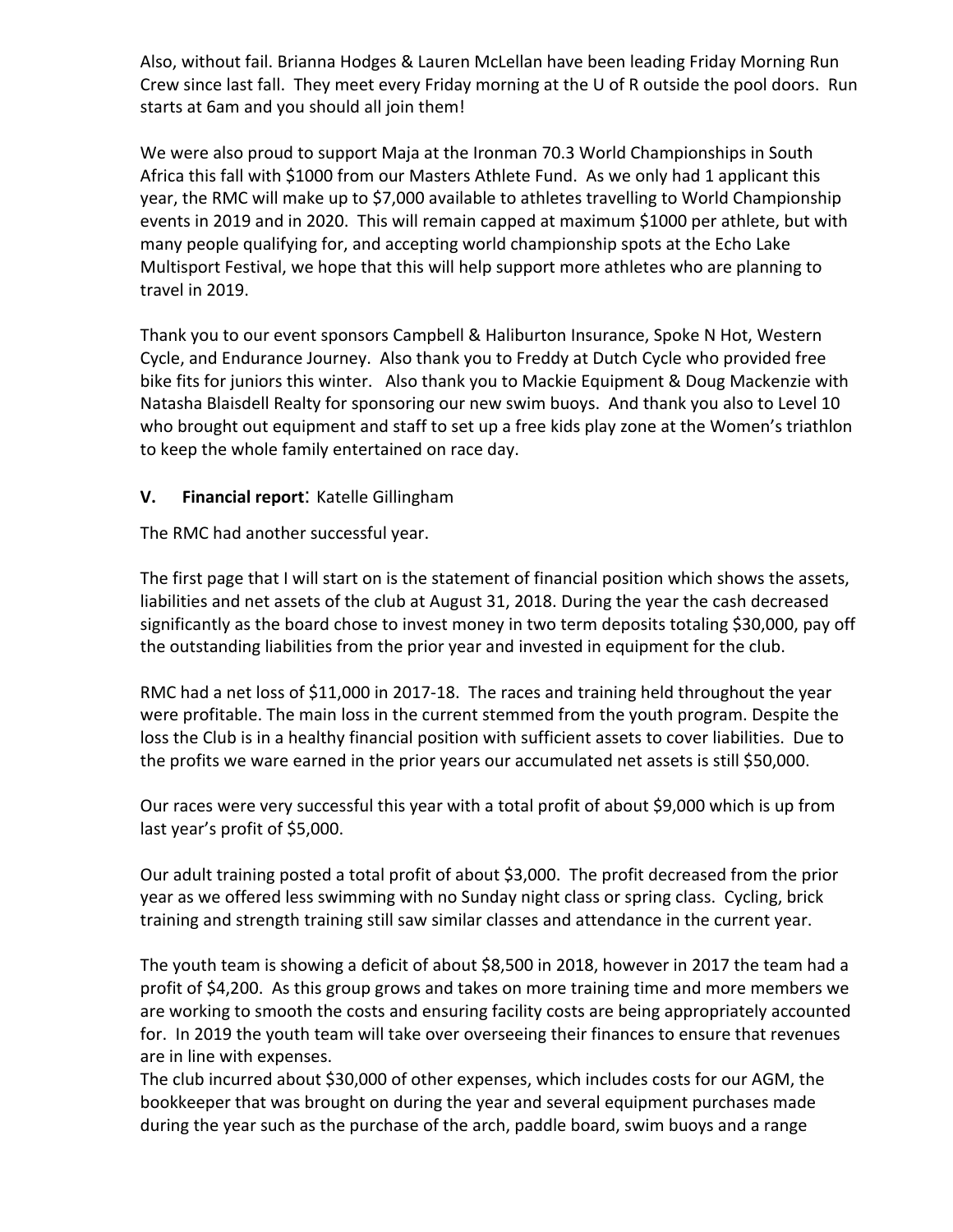Also, without fail. Brianna Hodges & Lauren McLellan have been leading Friday Morning Run Crew since last fall. They meet every Friday morning at the U of R outside the pool doors. Run starts at 6am and you should all join them!

We were also proud to support Maja at the Ironman 70.3 World Championships in South Africa this fall with $1000 from our Masters Athlete Fund. As we only had 1 applicant this year, the RMC will make up to $7,000 available to athletes travelling to World Championship events in 2019 and in 2020. This will remain capped at maximum $1000 per athlete, but with many people qualifying for, and accepting world championship spots at the Echo Lake Multisport Festival, we hope that this will help support more athletes who are planning to travel in 2019.

Thank you to our event sponsors Campbell & Haliburton Insurance, Spoke N Hot, Western Cycle, and Endurance Journey. Also thank you to Freddy at Dutch Cycle who provided free bike fits for juniors this winter. Also thank you to Mackie Equipment & Doug Mackenzie with Natasha Blaisdell Realty for sponsoring our new swim buoys. And thank you also to Level 10 who brought out equipment and staff to set up a free kids play zone at the Women's triathlon to keep the whole family entertained on race day.

## V. **Financial report**: Katelle Gillingham

The RMC had another successful year.

The first page that I will start on is the statement of financial position which shows the assets, liabilities and net assets of the club at August 31, 2018. During the year the cash decreased significantly as the board chose to invest money in two term deposits totaling $30,000, pay off the outstanding liabilities from the prior year and invested in equipment for the club.

RMC had a net loss of $11,000 in 2017-18. The races and training held throughout the year were profitable. The main loss in the current stemmed from the youth program. Despite the loss the Club is in a healthy financial position with sufficient assets to cover liabilities. Due to the profits we ware earned in the prior years our accumulated net assets is still $50,000.

Our races were very successful this year with a total profit of about $9,000 which is up from last year's profit of $5,000.

Our adult training posted a total profit of about $3,000. The profit decreased from the prior year as we offered less swimming with no Sunday night class or spring class. Cycling, brick training and strength training still saw similar classes and attendance in the current year.

The youth team is showing a deficit of about $8,500 in 2018, however in 2017 the team had a profit of $4,200. As this group grows and takes on more training time and more members we are working to smooth the costs and ensuring facility costs are being appropriately accounted for. In 2019 the youth team will take over overseeing their finances to ensure that revenues are in line with expenses.
The club incurred about $30,000 of other expenses, which includes costs for our AGM, the bookkeeper that was brought on during the year and several equipment purchases made during the year such as the purchase of the arch, paddle board, swim buoys and a range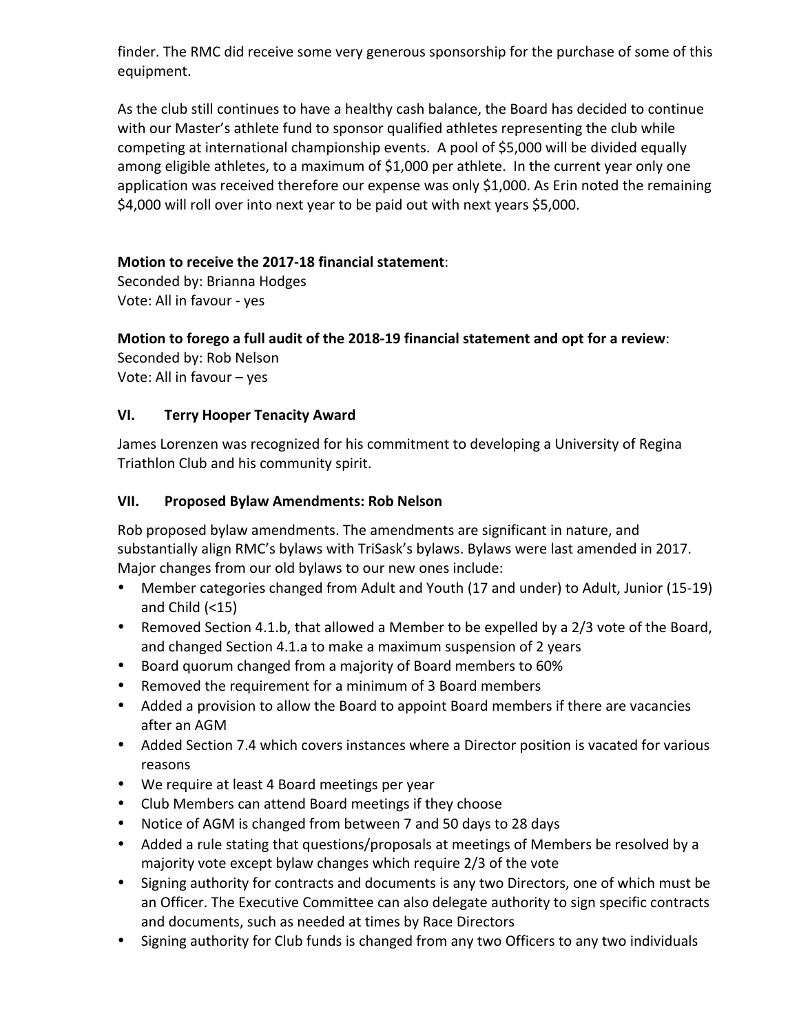finder. The RMC did receive some very generous sponsorship for the purchase of some of this equipment.

As the club still continues to have a healthy cash balance, the Board has decided to continue with our Master's athlete fund to sponsor qualified athletes representing the club while competing at international championship events. A pool of $5,000 will be divided equally among eligible athletes, to a maximum of $1,000 per athlete. In the current year only one application was received therefore our expense was only $1,000. As Erin noted the remaining $4,000 will roll over into next year to be paid out with next years $5,000.

**Motion to receive the 2017-18 financial statement**:
Seconded by: Brianna Hodges
Vote: All in favour - yes

**Motion to forego a full audit of the 2018-19 financial statement and opt for a review**:
Seconded by: Rob Nelson
Vote: All in favour – yes

## VI. Terry Hooper Tenacity Award

James Lorenzen was recognized for his commitment to developing a University of Regina Triathlon Club and his community spirit.

## VII. Proposed Bylaw Amendments: Rob Nelson

Rob proposed bylaw amendments. The amendments are significant in nature, and substantially align RMC's bylaws with TriSask's bylaws. Bylaws were last amended in 2017. Major changes from our old bylaws to our new ones include:

- Member categories changed from Adult and Youth (17 and under) to Adult, Junior (15-19) and Child (<15)
- Removed Section 4.1.b, that allowed a Member to be expelled by a 2/3 vote of the Board, and changed Section 4.1.a to make a maximum suspension of 2 years
- Board quorum changed from a majority of Board members to 60%
- Removed the requirement for a minimum of 3 Board members
- Added a provision to allow the Board to appoint Board members if there are vacancies after an AGM
- Added Section 7.4 which covers instances where a Director position is vacated for various reasons
- We require at least 4 Board meetings per year
- Club Members can attend Board meetings if they choose
- Notice of AGM is changed from between 7 and 50 days to 28 days
- Added a rule stating that questions/proposals at meetings of Members be resolved by a majority vote except bylaw changes which require 2/3 of the vote
- Signing authority for contracts and documents is any two Directors, one of which must be an Officer. The Executive Committee can also delegate authority to sign specific contracts and documents, such as needed at times by Race Directors
- Signing authority for Club funds is changed from any two Officers to any two individuals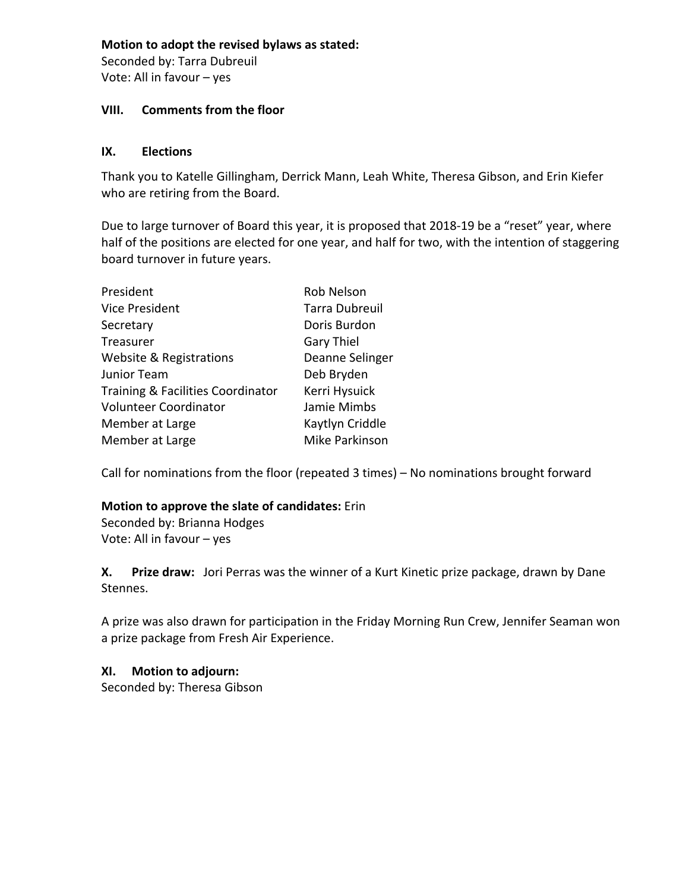**Motion to adopt the revised bylaws as stated:**
Seconded by: Tarra Dubreuil
Vote: All in favour – yes

### VIII. Comments from the floor

### IX. Elections

Thank you to Katelle Gillingham, Derrick Mann, Leah White, Theresa Gibson, and Erin Kiefer who are retiring from the Board.

Due to large turnover of Board this year, it is proposed that 2018-19 be a "reset" year, where half of the positions are elected for one year, and half for two, with the intention of staggering board turnover in future years.

| | |
|---|---|
| President | Rob Nelson |
| Vice President | Tarra Dubreuil |
| Secretary | Doris Burdon |
| Treasurer | Gary Thiel |
| Website & Registrations | Deanne Selinger |
| Junior Team | Deb Bryden |
| Training & Facilities Coordinator | Kerri Hysuick |
| Volunteer Coordinator | Jamie Mimbs |
| Member at Large | Kaytlyn Criddle |
| Member at Large | Mike Parkinson |

Call for nominations from the floor (repeated 3 times) – No nominations brought forward

**Motion to approve the slate of candidates:** Erin
Seconded by: Brianna Hodges
Vote: All in favour – yes

**X. Prize draw:** Jori Perras was the winner of a Kurt Kinetic prize package, drawn by Dane Stennes.

A prize was also drawn for participation in the Friday Morning Run Crew, Jennifer Seaman won a prize package from Fresh Air Experience.

### XI. Motion to adjourn:

Seconded by: Theresa Gibson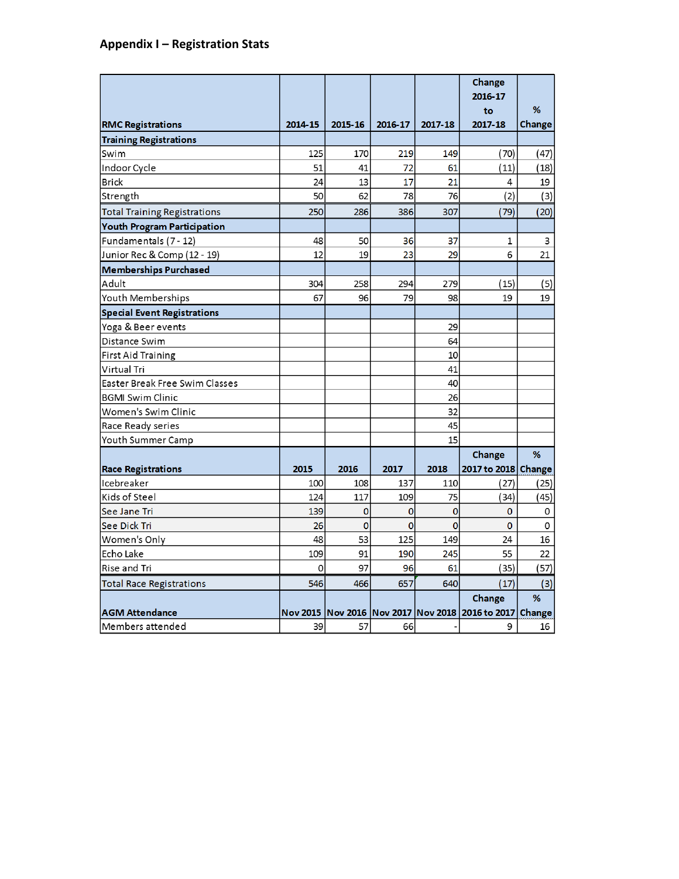## Appendix I – Registration Stats

| RMC Registrations | 2014-15 | 2015-16 | 2016-17 | 2017-18 | Change 2016-17 to 2017-18 | % Change |
|---|---|---|---|---|---|---|
| **Training Registrations** | | | | | | |
| Swim | 125 | 170 | 219 | 149 | (70) | (47) |
| Indoor Cycle | 51 | 41 | 72 | 61 | (11) | (18) |
| Brick | 24 | 13 | 17 | 21 | 4 | 19 |
| Strength | 50 | 62 | 78 | 76 | (2) | (3) |
| Total Training Registrations | 250 | 286 | 386 | 307 | (79) | (20) |
| **Youth Program Participation** | | | | | | |
| Fundamentals (7 - 12) | 48 | 50 | 36 | 37 | 1 | 3 |
| Junior Rec & Comp (12 - 19) | 12 | 19 | 23 | 29 | 6 | 21 |
| **Memberships Purchased** | | | | | | |
| Adult | 304 | 258 | 294 | 279 | (15) | (5) |
| Youth Memberships | 67 | 96 | 79 | 98 | 19 | 19 |
| **Special Event Registrations** | | | | | | |
| Yoga & Beer events | | | | 29 | | |
| Distance Swim | | | | 64 | | |
| First Aid Training | | | | 10 | | |
| Virtual Tri | | | | 41 | | |
| Easter Break Free Swim Classes | | | | 40 | | |
| BGMI Swim Clinic | | | | 26 | | |
| Women's Swim Clinic | | | | 32 | | |
| Race Ready series | | | | 45 | | |
| Youth Summer Camp | | | | 15 | | |
| **Race Registrations** | **2015** | **2016** | **2017** | **2018** | **Change 2017 to 2018** | **% Change** |
| Icebreaker | 100 | 108 | 137 | 110 | (27) | (25) |
| Kids of Steel | 124 | 117 | 109 | 75 | (34) | (45) |
| See Jane Tri | 139 | 0 | 0 | 0 | 0 | 0 |
| See Dick Tri | 26 | 0 | 0 | 0 | 0 | 0 |
| Women's Only | 48 | 53 | 125 | 149 | 24 | 16 |
| Echo Lake | 109 | 91 | 190 | 245 | 55 | 22 |
| Rise and Tri | 0 | 97 | 96 | 61 | (35) | (57) |
| Total Race Registrations | 546 | 466 | 657 | 640 | (17) | (3) |
| **AGM Attendance** | **Nov 2015** | **Nov 2016** | **Nov 2017** | **Nov 2018** | **Change 2016 to 2017** | **% Change** |
| Members attended | 39 | 57 | 66 | - | 9 | 16 |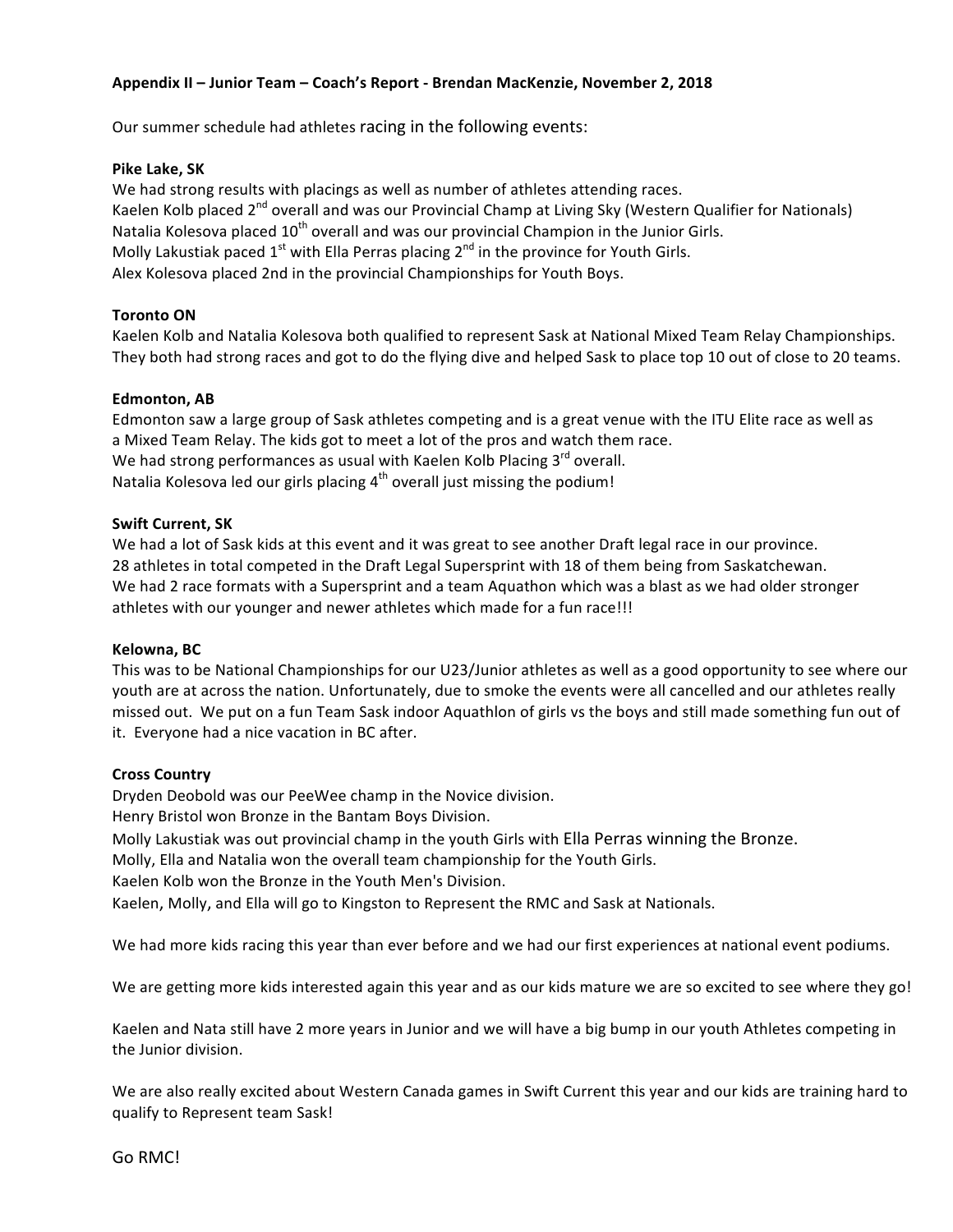**Appendix II – Junior Team – Coach's Report - Brendan MacKenzie, November 2, 2018**

Our summer schedule had athletes racing in the following events:

**Pike Lake, SK**

We had strong results with placings as well as number of athletes attending races.
Kaelen Kolb placed 2nd overall and was our Provincial Champ at Living Sky (Western Qualifier for Nationals)
Natalia Kolesova placed 10th overall and was our provincial Champion in the Junior Girls.
Molly Lakustiak paced 1st with Ella Perras placing 2nd in the province for Youth Girls.
Alex Kolesova placed 2nd in the provincial Championships for Youth Boys.

**Toronto ON**

Kaelen Kolb and Natalia Kolesova both qualified to represent Sask at National Mixed Team Relay Championships. They both had strong races and got to do the flying dive and helped Sask to place top 10 out of close to 20 teams.

**Edmonton, AB**

Edmonton saw a large group of Sask athletes competing and is a great venue with the ITU Elite race as well as a Mixed Team Relay. The kids got to meet a lot of the pros and watch them race.
We had strong performances as usual with Kaelen Kolb Placing 3rd overall.
Natalia Kolesova led our girls placing 4th overall just missing the podium!

**Swift Current, SK**

We had a lot of Sask kids at this event and it was great to see another Draft legal race in our province.
28 athletes in total competed in the Draft Legal Supersprint with 18 of them being from Saskatchewan.
We had 2 race formats with a Supersprint and a team Aquathon which was a blast as we had older stronger athletes with our younger and newer athletes which made for a fun race!!!

**Kelowna, BC**

This was to be National Championships for our U23/Junior athletes as well as a good opportunity to see where our youth are at across the nation. Unfortunately, due to smoke the events were all cancelled and our athletes really missed out. We put on a fun Team Sask indoor Aquathlon of girls vs the boys and still made something fun out of it. Everyone had a nice vacation in BC after.

**Cross Country**

Dryden Deobold was our PeeWee champ in the Novice division.
Henry Bristol won Bronze in the Bantam Boys Division.
Molly Lakustiak was out provincial champ in the youth Girls with Ella Perras winning the Bronze.
Molly, Ella and Natalia won the overall team championship for the Youth Girls.
Kaelen Kolb won the Bronze in the Youth Men's Division.
Kaelen, Molly, and Ella will go to Kingston to Represent the RMC and Sask at Nationals.

We had more kids racing this year than ever before and we had our first experiences at national event podiums.

We are getting more kids interested again this year and as our kids mature we are so excited to see where they go!

Kaelen and Nata still have 2 more years in Junior and we will have a big bump in our youth Athletes competing in the Junior division.

We are also really excited about Western Canada games in Swift Current this year and our kids are training hard to qualify to Represent team Sask!

Go RMC!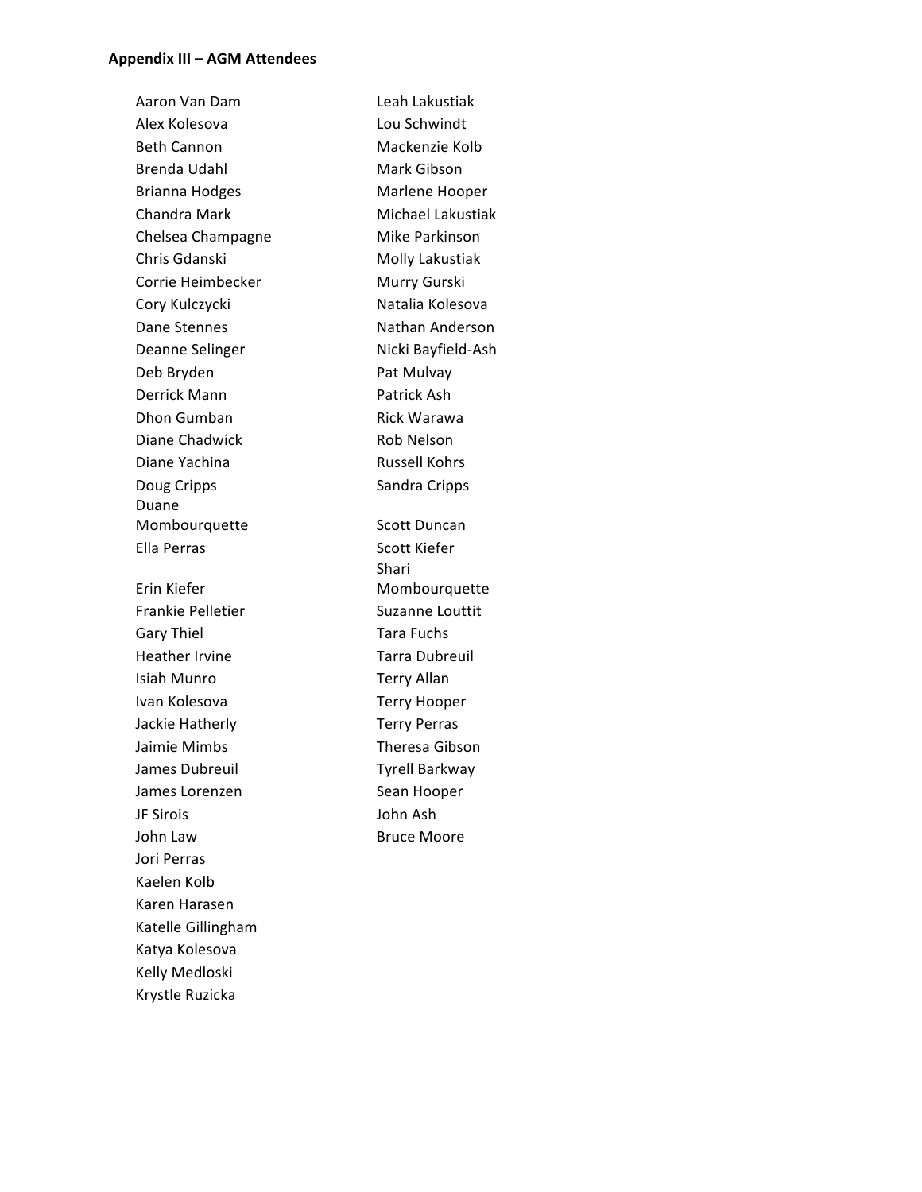**Appendix III – AGM Attendees**

Aaron Van Dam
Alex Kolesova
Beth Cannon
Brenda Udahl
Brianna Hodges
Chandra Mark
Chelsea Champagne
Chris Gdanski
Corrie Heimbecker
Cory Kulczycki
Dane Stennes
Deanne Selinger
Deb Bryden
Derrick Mann
Dhon Gumban
Diane Chadwick
Diane Yachina
Doug Cripps
Duane Mombourquette
Ella Perras
Erin Kiefer
Frankie Pelletier
Gary Thiel
Heather Irvine
Isiah Munro
Ivan Kolesova
Jackie Hatherly
Jaimie Mimbs
James Dubreuil
James Lorenzen
JF Sirois
John Law
Jori Perras
Kaelen Kolb
Karen Harasen
Katelle Gillingham
Katya Kolesova
Kelly Medloski
Krystle Ruzicka
Leah Lakustiak
Lou Schwindt
Mackenzie Kolb
Mark Gibson
Marlene Hooper
Michael Lakustiak
Mike Parkinson
Molly Lakustiak
Murry Gurski
Natalia Kolesova
Nathan Anderson
Nicki Bayfield-Ash
Pat Mulvay
Patrick Ash
Rick Warawa
Rob Nelson
Russell Kohrs
Sandra Cripps
Scott Duncan
Scott Kiefer
Shari Mombourquette
Suzanne Louttit
Tara Fuchs
Tarra Dubreuil
Terry Allan
Terry Hooper
Terry Perras
Theresa Gibson
Tyrell Barkway
Sean Hooper
John Ash
Bruce Moore